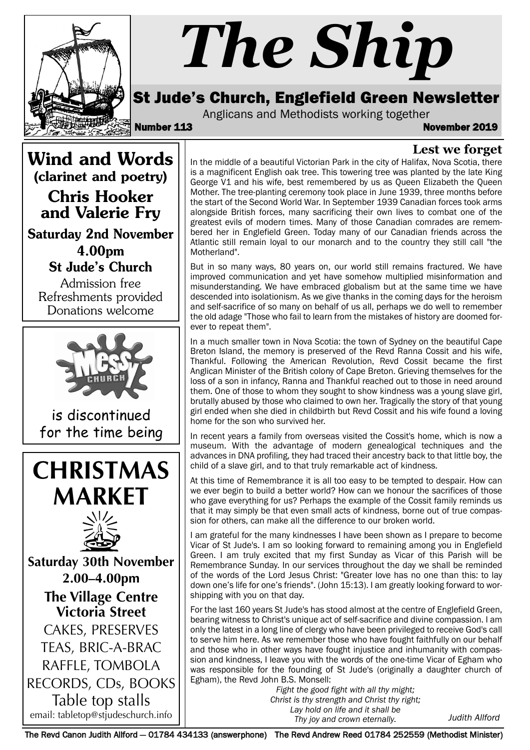# The Ship

## St Jude's Church, Englefield Green Newsletter

Anglicans and Methodists working together

**Number 113** **November 2019**

## Wind and Words
### (clarinet and poetry)
### Chris Hooker and Valerie Fry

**Saturday 2nd November**
**4.00pm**
**St Jude's Church**

Admission free
Refreshments provided
Donations welcome

---

Messy Church

is discontinued for the time being

---

## CHRISTMAS MARKET

**Saturday 30th November**
**2.00–4.00pm**
**The Village Centre Victoria Street**

CAKES, PRESERVES
TEAS, BRIC-A-BRAC
RAFFLE, TOMBOLA
RECORDS, CDs, BOOKS
Table top stalls

email: tabletop@stjudeschurch.info

---

## Lest we forget

In the middle of a beautiful Victorian Park in the city of Halifax, Nova Scotia, there is a magnificent English oak tree. This towering tree was planted by the late King George V1 and his wife, best remembered by us as Queen Elizabeth the Queen Mother. The tree-planting ceremony took place in June 1939, three months before the start of the Second World War. In September 1939 Canadian forces took arms alongside British forces, many sacrificing their own lives to combat one of the greatest evils of modern times. Many of those Canadian comrades are remembered her in Englefield Green. Today many of our Canadian friends across the Atlantic still remain loyal to our monarch and to the country they still call "the Motherland".

But in so many ways, 80 years on, our world still remains fractured. We have improved communication and yet have somehow multiplied misinformation and misunderstanding. We have embraced globalism but at the same time we have descended into isolationism. As we give thanks in the coming days for the heroism and self-sacrifice of so many on behalf of us all, perhaps we do well to remember the old adage "Those who fail to learn from the mistakes of history are doomed forever to repeat them".

In a much smaller town in Nova Scotia: the town of Sydney on the beautiful Cape Breton Island, the memory is preserved of the Revd Ranna Cossit and his wife, Thankful. Following the American Revolution, Revd Cossit became the first Anglican Minister of the British colony of Cape Breton. Grieving themselves for the loss of a son in infancy, Ranna and Thankful reached out to those in need around them. One of those to whom they sought to show kindness was a young slave girl, brutally abused by those who claimed to own her. Tragically the story of that young girl ended when she died in childbirth but Revd Cossit and his wife found a loving home for the son who survived her.

In recent years a family from overseas visited the Cossit's home, which is now a museum. With the advantage of modern genealogical techniques and the advances in DNA profiling, they had traced their ancestry back to that little boy, the child of a slave girl, and to that truly remarkable act of kindness.

At this time of Remembrance it is all too easy to be tempted to despair. How can we ever begin to build a better world? How can we honour the sacrifices of those who gave everything for us? Perhaps the example of the Cossit family reminds us that it may simply be that even small acts of kindness, borne out of true compassion for others, can make all the difference to our broken world.

I am grateful for the many kindnesses I have been shown as I prepare to become Vicar of St Jude's. I am so looking forward to remaining among you in Englefield Green. I am truly excited that my first Sunday as Vicar of this Parish will be Remembrance Sunday. In our services throughout the day we shall be reminded of the words of the Lord Jesus Christ: "Greater love has no one than this: to lay down one's life for one's friends". (John 15:13). I am greatly looking forward to worshipping with you on that day.

For the last 160 years St Jude's has stood almost at the centre of Englefield Green, bearing witness to Christ's unique act of self-sacrifice and divine compassion. I am only the latest in a long line of clergy who have been privileged to receive God's call to serve him here. As we remember those who have fought faithfully on our behalf and those who in other ways have fought injustice and inhumanity with compassion and kindness, I leave you with the words of the one-time Vicar of Egham who was responsible for the founding of St Jude's (originally a daughter church of Egham), the Revd John B.S. Monsell:

*Fight the good fight with all thy might;*
*Christ is thy strength and Christ thy right;*
*Lay hold on life and it shall be*
*Thy joy and crown eternally.*

*Judith Allford*

---

The Revd Canon Judith Allford — 01784 434133 (answerphone) The Revd Andrew Reed 01784 252559 (Methodist Minister)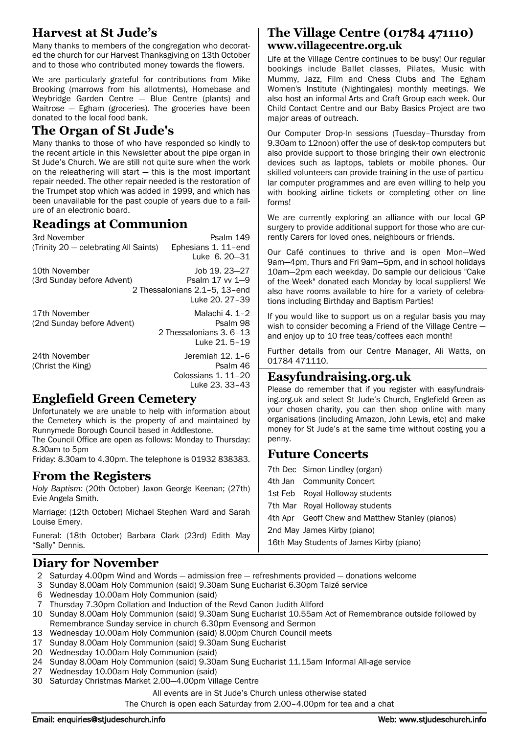## Harvest at St Jude's

Many thanks to members of the congregation who decorated the church for our Harvest Thanksgiving on 13th October and to those who contributed money towards the flowers.

We are particularly grateful for contributions from Mike Brooking (marrows from his allotments), Homebase and Weybridge Garden Centre — Blue Centre (plants) and Waitrose — Egham (groceries). The groceries have been donated to the local food bank.

## The Organ of St Jude's

Many thanks to those of who have responded so kindly to the recent article in this Newsletter about the pipe organ in St Jude's Church. We are still not quite sure when the work on the releathering will start — this is the most important repair needed. The other repair needed is the restoration of the Trumpet stop which was added in 1999, and which has been unavailable for the past couple of years due to a failure of an electronic board.

## Readings at Communion

| | |
|---|---|
| 3rd November (Trinity 20 — celebrating All Saints) | Psalm 149<br>Ephesians 1. 11–end<br>Luke 6. 20—31 |
| 10th November (3rd Sunday before Advent) | Job 19. 23—27<br>Psalm 17 vv 1—9<br>2 Thessalonians 2.1–5, 13–end<br>Luke 20. 27–39 |
| 17th November (2nd Sunday before Advent) | Malachi 4. 1–2<br>Psalm 98<br>2 Thessalonians 3. 6–13<br>Luke 21. 5–19 |
| 24th November (Christ the King) | Jeremiah 12. 1–6<br>Psalm 46<br>Colossians 1. 11–20<br>Luke 23. 33–43 |

## Englefield Green Cemetery

Unfortunately we are unable to help with information about the Cemetery which is the property of and maintained by Runnymede Borough Council based in Addlestone.

The Council Office are open as follows: Monday to Thursday: 8.30am to 5pm

Friday: 8.30am to 4.30pm. The telephone is 01932 838383.

## From the Registers

*Holy Baptism:* (20th October) Jaxon George Keenan; (27th) Evie Angela Smith.

Marriage: (12th October) Michael Stephen Ward and Sarah Louise Emery.

Funeral: (18th October) Barbara Clark (23rd) Edith May "Sally" Dennis.

## The Village Centre (01784 471110)

**www.villagecentre.org.uk**

Life at the Village Centre continues to be busy! Our regular bookings include Ballet classes, Pilates, Music with Mummy, Jazz, Film and Chess Clubs and The Egham Women's Institute (Nightingales) monthly meetings. We also host an informal Arts and Craft Group each week. Our Child Contact Centre and our Baby Basics Project are two major areas of outreach.

Our Computer Drop-In sessions (Tuesday–Thursday from 9.30am to 12noon) offer the use of desk-top computers but also provide support to those bringing their own electronic devices such as laptops, tablets or mobile phones. Our skilled volunteers can provide training in the use of particular computer programmes and are even willing to help you with booking airline tickets or completing other on line forms!

We are currently exploring an alliance with our local GP surgery to provide additional support for those who are currently Carers for loved ones, neighbours or friends.

Our Café continues to thrive and is open Mon—Wed 9am—4pm, Thurs and Fri 9am—5pm, and in school holidays 10am—2pm each weekday. Do sample our delicious "Cake of the Week" donated each Monday by local suppliers! We also have rooms available to hire for a variety of celebrations including Birthday and Baptism Parties!

If you would like to support us on a regular basis you may wish to consider becoming a Friend of the Village Centre — and enjoy up to 10 free teas/coffees each month!

Further details from our Centre Manager, Ali Watts, on 01784 471110.

## Easyfundraising.org.uk

Please do remember that if you register with easyfundraising.org.uk and select St Jude's Church, Englefield Green as your chosen charity, you can then shop online with many organisations (including Amazon, John Lewis, etc) and make money for St Jude's at the same time without costing you a penny.

## Future Concerts

| | |
|---|---|
| 7th Dec | Simon Lindley (organ) |
| 4th Jan | Community Concert |
| 1st Feb | Royal Holloway students |
| 7th Mar | Royal Holloway students |
| 4th Apr | Geoff Chew and Matthew Stanley (pianos) |
| 2nd May | James Kirby (piano) |
| 16th May | Students of James Kirby (piano) |

## Diary for November

- 2 Saturday 4.00pm Wind and Words — admission free — refreshments provided — donations welcome
- 3 Sunday 8.00am Holy Communion (said) 9.30am Sung Eucharist 6.30pm Taizé service
- 6 Wednesday 10.00am Holy Communion (said)
- 7 Thursday 7.30pm Collation and Induction of the Revd Canon Judith Allford
- 10 Sunday 8.00am Holy Communion (said) 9.30am Sung Eucharist 10.55am Act of Remembrance outside followed by Remembrance Sunday service in church 6.30pm Evensong and Sermon
- 13 Wednesday 10.00am Holy Communion (said) 8.00pm Church Council meets
- 17 Sunday 8.00am Holy Communion (said) 9.30am Sung Eucharist
- 20 Wednesday 10.00am Holy Communion (said)
- 24 Sunday 8.00am Holy Communion (said) 9.30am Sung Eucharist 11.15am Informal All-age service
- 27 Wednesday 10.00am Holy Communion (said)
- 30 Saturday Christmas Market 2.00—4.00pm Village Centre

All events are in St Jude's Church unless otherwise stated

The Church is open each Saturday from 2.00–4.00pm for tea and a chat

Email: enquiries@stjudeschurch.info Web: www.stjudeschurch.info